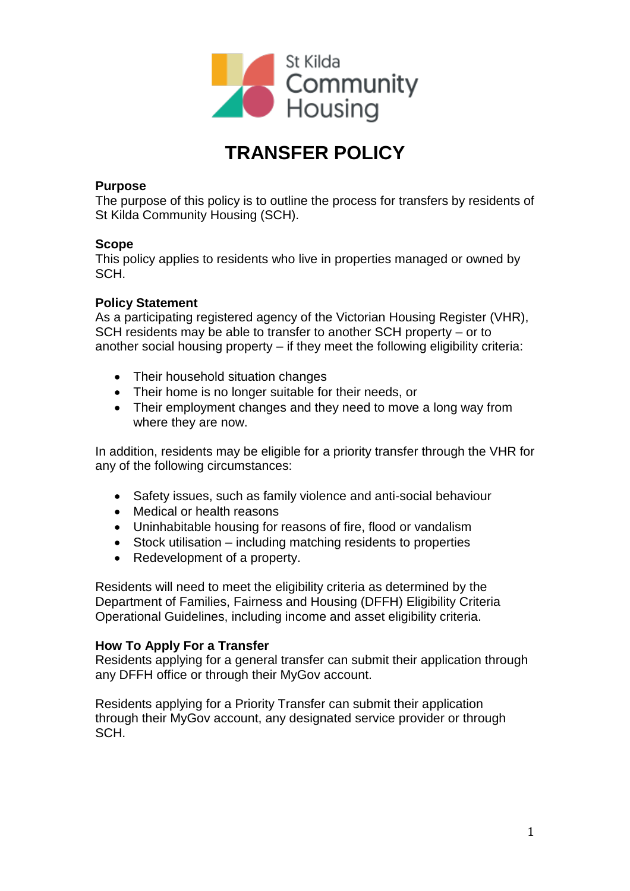# TRANSFER POLICY

**Purpose**
The purpose of this policy is to outline the process for transfers by residents of St Kilda Community Housing (SCH).

**Scope**
This policy applies to residents who live in properties managed or owned by SCH.

**Policy Statement**
As a participating registered agency of the Victorian Housing Register (VHR), SCH residents may be able to transfer to another SCH property – or to another social housing property – if they meet the following eligibility criteria:

- Their household situation changes
- Their home is no longer suitable for their needs, or
- Their employment changes and they need to move a long way from where they are now.

In addition, residents may be eligible for a priority transfer through the VHR for any of the following circumstances:

- Safety issues, such as family violence and anti-social behaviour
- Medical or health reasons
- Uninhabitable housing for reasons of fire, flood or vandalism
- Stock utilisation – including matching residents to properties
- Redevelopment of a property.

Residents will need to meet the eligibility criteria as determined by the Department of Families, Fairness and Housing (DFFH) Eligibility Criteria Operational Guidelines, including income and asset eligibility criteria.

**How To Apply For a Transfer**
Residents applying for a general transfer can submit their application through any DFFH office or through their MyGov account.

Residents applying for a Priority Transfer can submit their application through their MyGov account, any designated service provider or through SCH.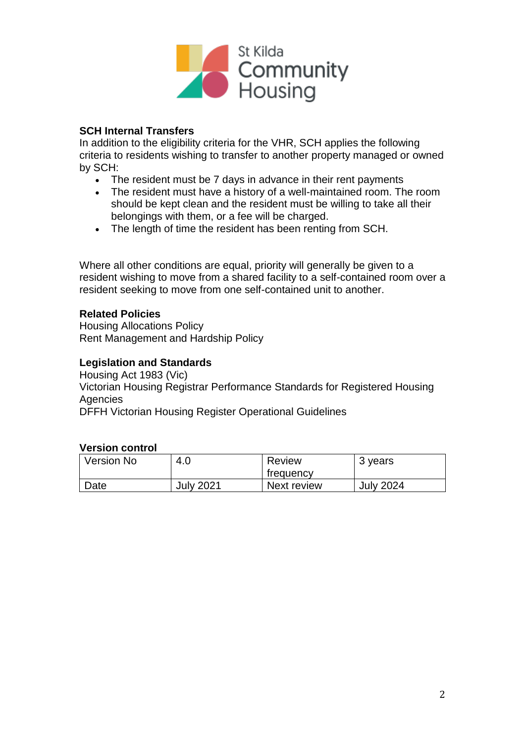St Kilda Community Housing

**SCH Internal Transfers**

In addition to the eligibility criteria for the VHR, SCH applies the following criteria to residents wishing to transfer to another property managed or owned by SCH:

- The resident must be 7 days in advance in their rent payments
- The resident must have a history of a well-maintained room. The room should be kept clean and the resident must be willing to take all their belongings with them, or a fee will be charged.
- The length of time the resident has been renting from SCH.

Where all other conditions are equal, priority will generally be given to a resident wishing to move from a shared facility to a self-contained room over a resident seeking to move from one self-contained unit to another.

**Related Policies**

Housing Allocations Policy
Rent Management and Hardship Policy

**Legislation and Standards**

Housing Act 1983 (Vic)
Victorian Housing Registrar Performance Standards for Registered Housing Agencies
DFFH Victorian Housing Register Operational Guidelines

**Version control**

| | | | |
|---|---|---|---|
| Version No | 4.0 | Review frequency | 3 years |
| Date | July 2021 | Next review | July 2024 |